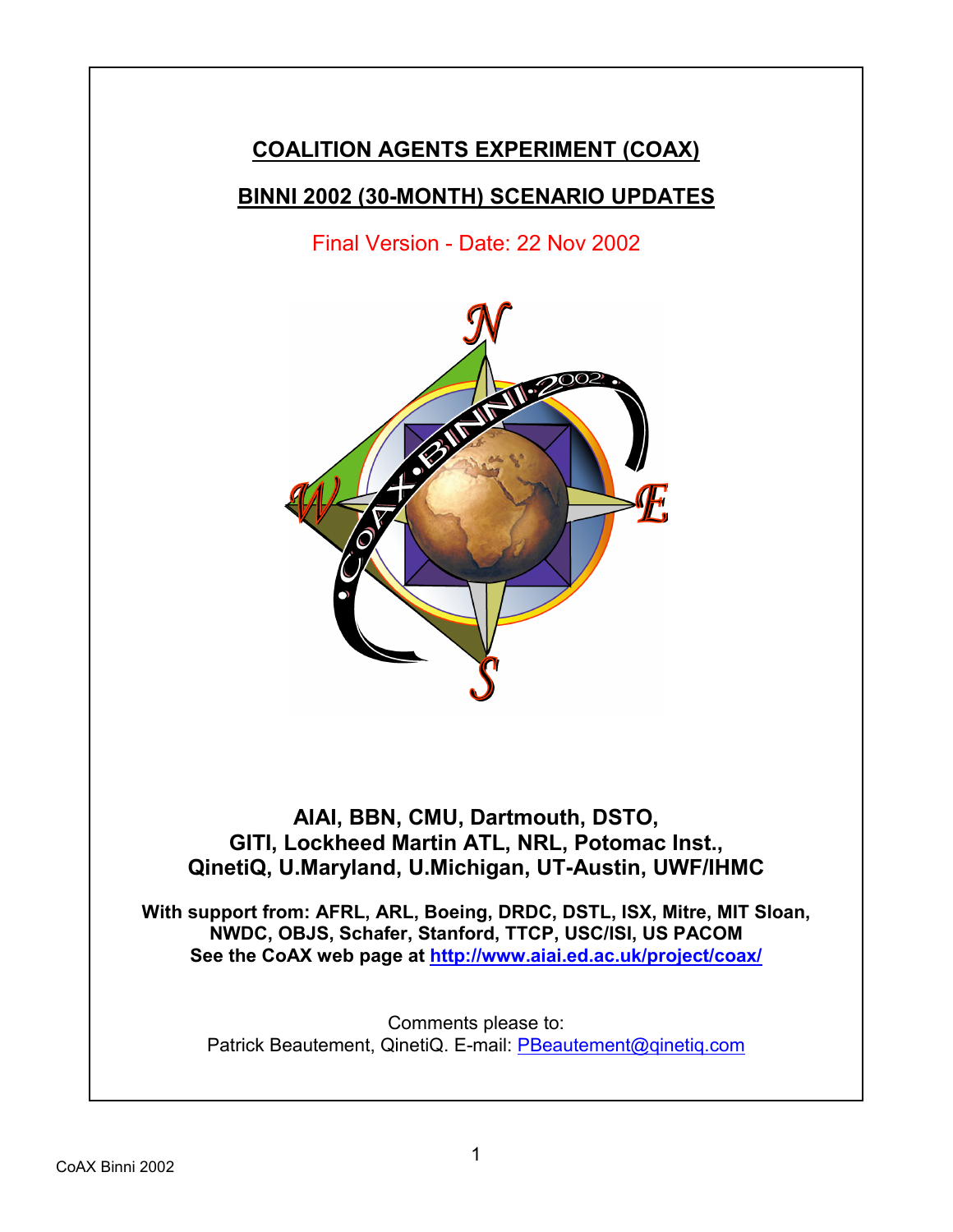# COALITION AGENTS EXPERIMENT (COAX)

## BINNI 2002 (30-MONTH) SCENARIO UPDATES

Final Version - Date: 22 Nov 2002

**AIAI, BBN, CMU, Dartmouth, DSTO, GITI, Lockheed Martin ATL, NRL, Potomac Inst., QinetiQ, U.Maryland, U.Michigan, UT-Austin, UWF/IHMC**

**With support from: AFRL, ARL, Boeing, DRDC, DSTL, ISX, Mitre, MIT Sloan, NWDC, OBJS, Schafer, Stanford, TTCP, USC/ISI, US PACOM**
**See the CoAX web page at http://www.aiai.ed.ac.uk/project/coax/**

Comments please to:
Patrick Beautement, QinetiQ. E-mail: PBeautement@qinetiq.com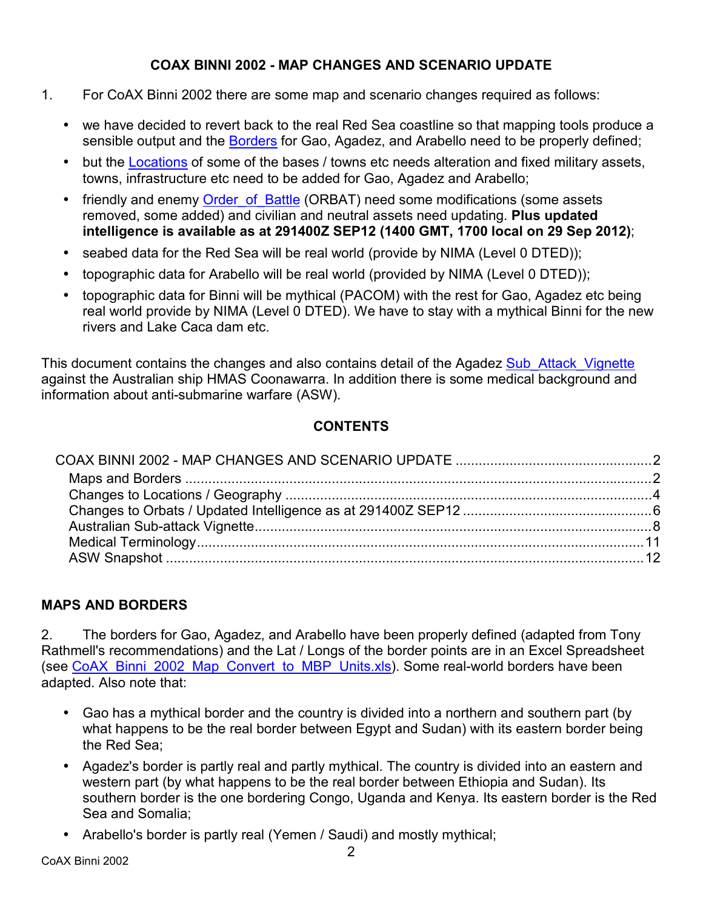# COAX BINNI 2002 - MAP CHANGES AND SCENARIO UPDATE

1. For CoAX Binni 2002 there are some map and scenario changes required as follows:

- we have decided to revert back to the real Red Sea coastline so that mapping tools produce a sensible output and the Borders for Gao, Agadez, and Arabello need to be properly defined;
- but the Locations of some of the bases / towns etc needs alteration and fixed military assets, towns, infrastructure etc need to be added for Gao, Agadez and Arabello;
- friendly and enemy Order_of_Battle (ORBAT) need some modifications (some assets removed, some added) and civilian and neutral assets need updating. **Plus updated intelligence is available as at 291400Z SEP12 (1400 GMT, 1700 local on 29 Sep 2012)**;
- seabed data for the Red Sea will be real world (provide by NIMA (Level 0 DTED));
- topographic data for Arabello will be real world (provided by NIMA (Level 0 DTED));
- topographic data for Binni will be mythical (PACOM) with the rest for Gao, Agadez etc being real world provide by NIMA (Level 0 DTED). We have to stay with a mythical Binni for the new rivers and Lake Caca dam etc.

This document contains the changes and also contains detail of the Agadez Sub_Attack_Vignette against the Australian ship HMAS Coonawarra. In addition there is some medical background and information about anti-submarine warfare (ASW).

## CONTENTS

- COAX BINNI 2002 - MAP CHANGES AND SCENARIO UPDATE .......... 2
  - Maps and Borders .......... 2
  - Changes to Locations / Geography .......... 4
  - Changes to Orbats / Updated Intelligence as at 291400Z SEP12 .......... 6
  - Australian Sub-attack Vignette .......... 8
  - Medical Terminology .......... 11
  - ASW Snapshot .......... 12

## MAPS AND BORDERS

2. The borders for Gao, Agadez, and Arabello have been properly defined (adapted from Tony Rathmell's recommendations) and the Lat / Longs of the border points are in an Excel Spreadsheet (see CoAX_Binni_2002_Map_Convert_to_MBP_Units.xls). Some real-world borders have been adapted. Also note that:

- Gao has a mythical border and the country is divided into a northern and southern part (by what happens to be the real border between Egypt and Sudan) with its eastern border being the Red Sea;
- Agadez's border is partly real and partly mythical. The country is divided into an eastern and western part (by what happens to be the real border between Ethiopia and Sudan). Its southern border is the one bordering Congo, Uganda and Kenya. Its eastern border is the Red Sea and Somalia;
- Arabello's border is partly real (Yemen / Saudi) and mostly mythical;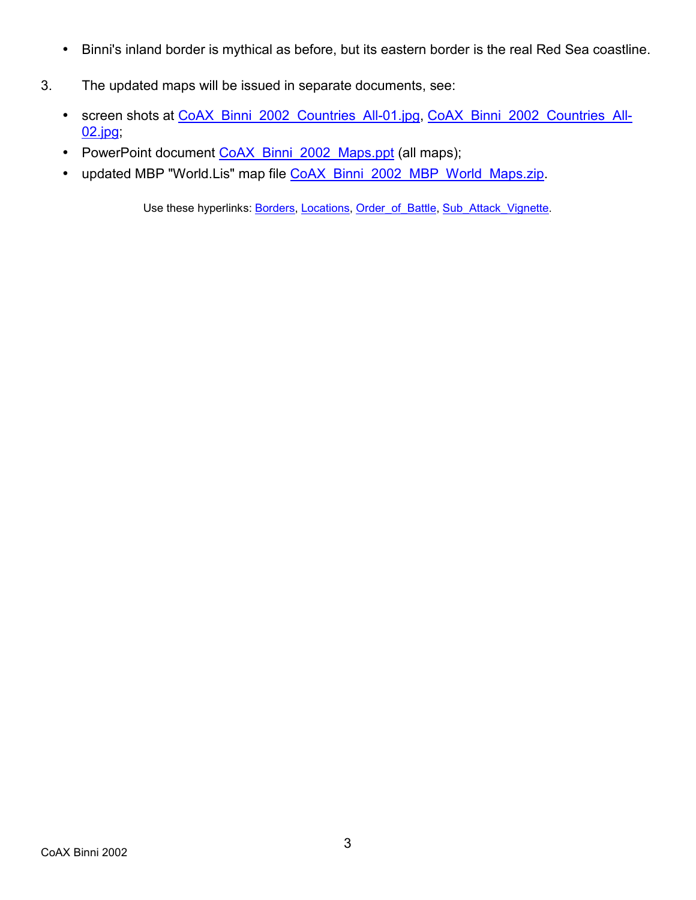- Binni's inland border is mythical as before, but its eastern border is the real Red Sea coastline.

3. The updated maps will be issued in separate documents, see:

   - screen shots at CoAX_Binni_2002_Countries_All-01.jpg, CoAX_Binni_2002_Countries_All-02.jpg;
   - PowerPoint document CoAX_Binni_2002_Maps.ppt (all maps);
   - updated MBP "World.Lis" map file CoAX_Binni_2002_MBP_World_Maps.zip.

Use these hyperlinks: Borders, Locations, Order_of_Battle, Sub_Attack_Vignette.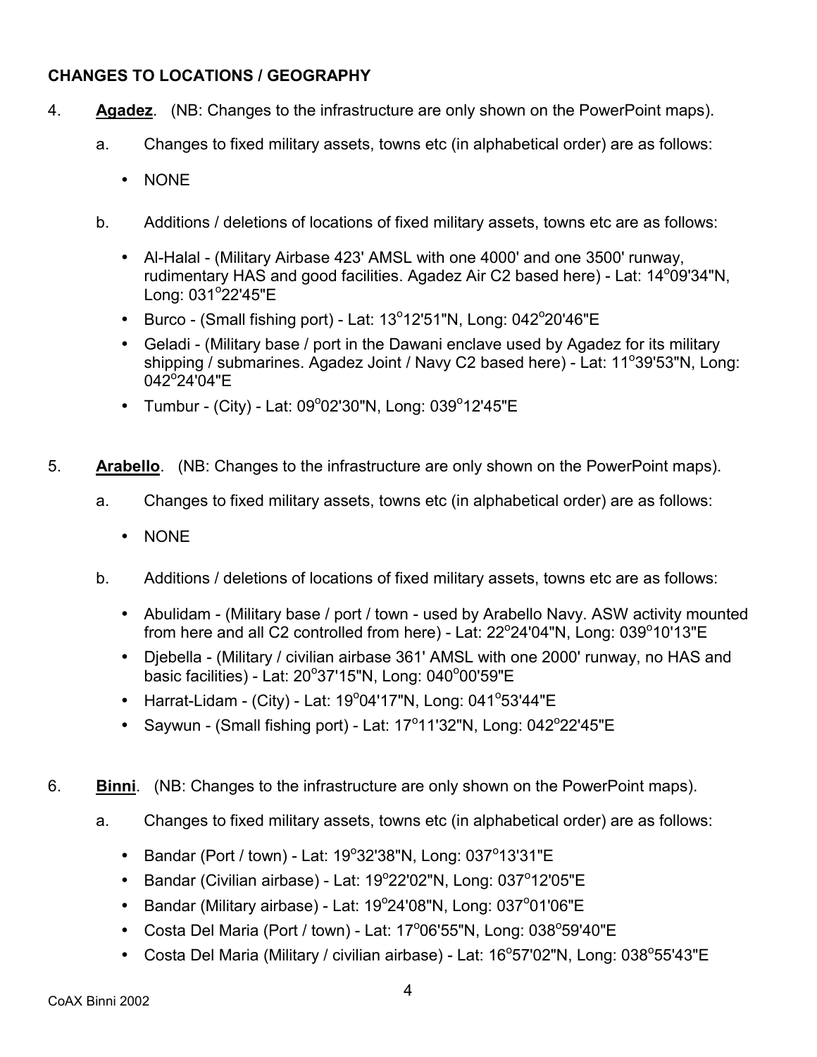**CHANGES TO LOCATIONS / GEOGRAPHY**

4. **Agadez**. (NB: Changes to the infrastructure are only shown on the PowerPoint maps).

   a. Changes to fixed military assets, towns etc (in alphabetical order) are as follows:

   - NONE

   b. Additions / deletions of locations of fixed military assets, towns etc are as follows:

   - Al-Halal - (Military Airbase 423' AMSL with one 4000' and one 3500' runway, rudimentary HAS and good facilities. Agadez Air C2 based here) - Lat: 14°09'34"N, Long: 031°22'45"E
   - Burco - (Small fishing port) - Lat: 13°12'51"N, Long: 042°20'46"E
   - Geladi - (Military base / port in the Dawani enclave used by Agadez for its military shipping / submarines. Agadez Joint / Navy C2 based here) - Lat: 11°39'53"N, Long: 042°24'04"E
   - Tumbur - (City) - Lat: 09°02'30"N, Long: 039°12'45"E

5. **Arabello**. (NB: Changes to the infrastructure are only shown on the PowerPoint maps).

   a. Changes to fixed military assets, towns etc (in alphabetical order) are as follows:

   - NONE

   b. Additions / deletions of locations of fixed military assets, towns etc are as follows:

   - Abulidam - (Military base / port / town - used by Arabello Navy. ASW activity mounted from here and all C2 controlled from here) - Lat: 22°24'04"N, Long: 039°10'13"E
   - Djebella - (Military / civilian airbase 361' AMSL with one 2000' runway, no HAS and basic facilities) - Lat: 20°37'15"N, Long: 040°00'59"E
   - Harrat-Lidam - (City) - Lat: 19°04'17"N, Long: 041°53'44"E
   - Saywun - (Small fishing port) - Lat: 17°11'32"N, Long: 042°22'45"E

6. **Binni**. (NB: Changes to the infrastructure are only shown on the PowerPoint maps).

   a. Changes to fixed military assets, towns etc (in alphabetical order) are as follows:

   - Bandar (Port / town) - Lat: 19°32'38"N, Long: 037°13'31"E
   - Bandar (Civilian airbase) - Lat: 19°22'02"N, Long: 037°12'05"E
   - Bandar (Military airbase) - Lat: 19°24'08"N, Long: 037°01'06"E
   - Costa Del Maria (Port / town) - Lat: 17°06'55"N, Long: 038°59'40"E
   - Costa Del Maria (Military / civilian airbase) - Lat: 16°57'02"N, Long: 038°55'43"E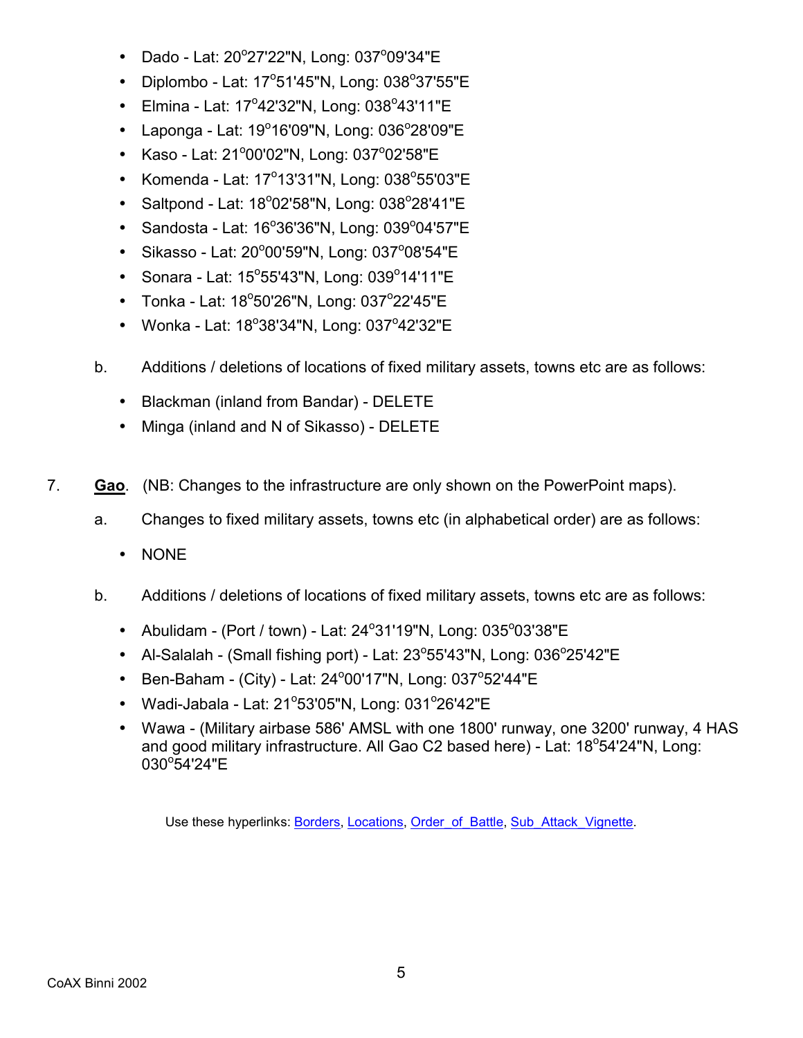- Dado - Lat: 20°27'22"N, Long: 037°09'34"E
- Diplombo - Lat: 17°51'45"N, Long: 038°37'55"E
- Elmina - Lat: 17°42'32"N, Long: 038°43'11"E
- Laponga - Lat: 19°16'09"N, Long: 036°28'09"E
- Kaso - Lat: 21°00'02"N, Long: 037°02'58"E
- Komenda - Lat: 17°13'31"N, Long: 038°55'03"E
- Saltpond - Lat: 18°02'58"N, Long: 038°28'41"E
- Sandosta - Lat: 16°36'36"N, Long: 039°04'57"E
- Sikasso - Lat: 20°00'59"N, Long: 037°08'54"E
- Sonara - Lat: 15°55'43"N, Long: 039°14'11"E
- Tonka - Lat: 18°50'26"N, Long: 037°22'45"E
- Wonka - Lat: 18°38'34"N, Long: 037°42'32"E

b. Additions / deletions of locations of fixed military assets, towns etc are as follows:

- Blackman (inland from Bandar) - DELETE
- Minga (inland and N of Sikasso) - DELETE

7. **Gao**. (NB: Changes to the infrastructure are only shown on the PowerPoint maps).

a. Changes to fixed military assets, towns etc (in alphabetical order) are as follows:

- NONE

b. Additions / deletions of locations of fixed military assets, towns etc are as follows:

- Abulidam - (Port / town) - Lat: 24°31'19"N, Long: 035°03'38"E
- Al-Salalah - (Small fishing port) - Lat: 23°55'43"N, Long: 036°25'42"E
- Ben-Baham - (City) - Lat: 24°00'17"N, Long: 037°52'44"E
- Wadi-Jabala - Lat: 21°53'05"N, Long: 031°26'42"E
- Wawa - (Military airbase 586' AMSL with one 1800' runway, one 3200' runway, 4 HAS and good military infrastructure. All Gao C2 based here) - Lat: 18°54'24"N, Long: 030°54'24"E

Use these hyperlinks: Borders, Locations, Order_of_Battle, Sub_Attack_Vignette.

CoAX Binni 2002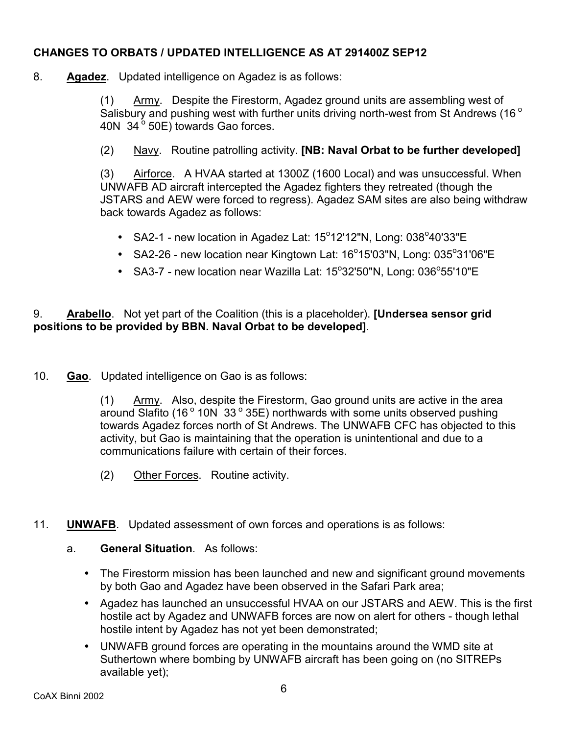**CHANGES TO ORBATS / UPDATED INTELLIGENCE AS AT 291400Z SEP12**

8. **<u>Agadez</u>**. Updated intelligence on Agadez is as follows:

(1) <u>Army</u>. Despite the Firestorm, Agadez ground units are assembling west of Salisbury and pushing west with further units driving north-west from St Andrews (16° 40N 34° 50E) towards Gao forces.

(2) <u>Navy</u>. Routine patrolling activity. **[NB: Naval Orbat to be further developed]**

(3) <u>Airforce</u>. A HVAA started at 1300Z (1600 Local) and was unsuccessful. When UNWAFB AD aircraft intercepted the Agadez fighters they retreated (though the JSTARS and AEW were forced to regress). Agadez SAM sites are also being withdraw back towards Agadez as follows:

- SA2-1 - new location in Agadez Lat: 15°12'12"N, Long: 038°40'33"E
- SA2-26 - new location near Kingtown Lat: 16°15'03"N, Long: 035°31'06"E
- SA3-7 - new location near Wazilla Lat: 15°32'50"N, Long: 036°55'10"E

9. **<u>Arabello</u>**. Not yet part of the Coalition (this is a placeholder). **[Undersea sensor grid positions to be provided by BBN. Naval Orbat to be developed]**.

10. **<u>Gao</u>**. Updated intelligence on Gao is as follows:

(1) <u>Army</u>. Also, despite the Firestorm, Gao ground units are active in the area around Slafito (16° 10N 33° 35E) northwards with some units observed pushing towards Agadez forces north of St Andrews. The UNWAFB CFC has objected to this activity, but Gao is maintaining that the operation is unintentional and due to a communications failure with certain of their forces.

(2) <u>Other Forces</u>. Routine activity.

11. **<u>UNWAFB</u>**. Updated assessment of own forces and operations is as follows:

a. **General Situation**. As follows:

- The Firestorm mission has been launched and new and significant ground movements by both Gao and Agadez have been observed in the Safari Park area;
- Agadez has launched an unsuccessful HVAA on our JSTARS and AEW. This is the first hostile act by Agadez and UNWAFB forces are now on alert for others - though lethal hostile intent by Agadez has not yet been demonstrated;
- UNWAFB ground forces are operating in the mountains around the WMD site at Suthertown where bombing by UNWAFB aircraft has been going on (no SITREPs available yet);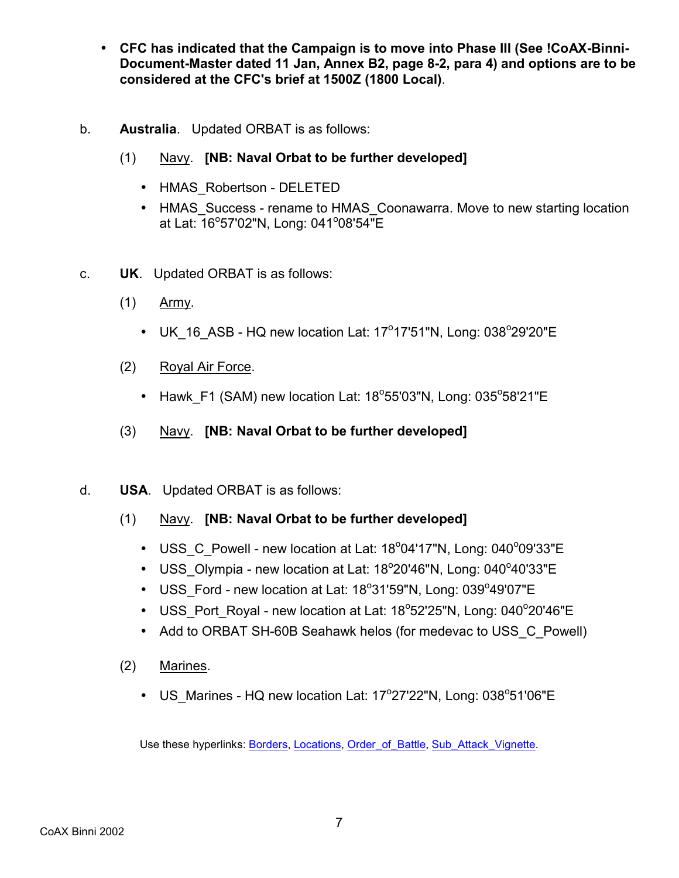- **CFC has indicated that the Campaign is to move into Phase III (See !CoAX-Binni-Document-Master dated 11 Jan, Annex B2, page 8-2, para 4) and options are to be considered at the CFC's brief at 1500Z (1800 Local)**.

b. **Australia**. Updated ORBAT is as follows:

(1) Navy. **[NB: Naval Orbat to be further developed]**

- HMAS_Robertson - DELETED
- HMAS_Success - rename to HMAS_Coonawarra. Move to new starting location at Lat: 16°57'02"N, Long: 041°08'54"E

c. **UK**. Updated ORBAT is as follows:

(1) Army.

- UK_16_ASB - HQ new location Lat: 17°17'51"N, Long: 038°29'20"E

(2) Royal Air Force.

- Hawk_F1 (SAM) new location Lat: 18°55'03"N, Long: 035°58'21"E

(3) Navy. **[NB: Naval Orbat to be further developed]**

d. **USA**. Updated ORBAT is as follows:

(1) Navy. **[NB: Naval Orbat to be further developed]**

- USS_C_Powell - new location at Lat: 18°04'17"N, Long: 040°09'33"E
- USS_Olympia - new location at Lat: 18°20'46"N, Long: 040°40'33"E
- USS_Ford - new location at Lat: 18°31'59"N, Long: 039°49'07"E
- USS_Port_Royal - new location at Lat: 18°52'25"N, Long: 040°20'46"E
- Add to ORBAT SH-60B Seahawk helos (for medevac to USS_C_Powell)

(2) Marines.

- US_Marines - HQ new location Lat: 17°27'22"N, Long: 038°51'06"E

Use these hyperlinks: Borders, Locations, Order_of_Battle, Sub_Attack_Vignette.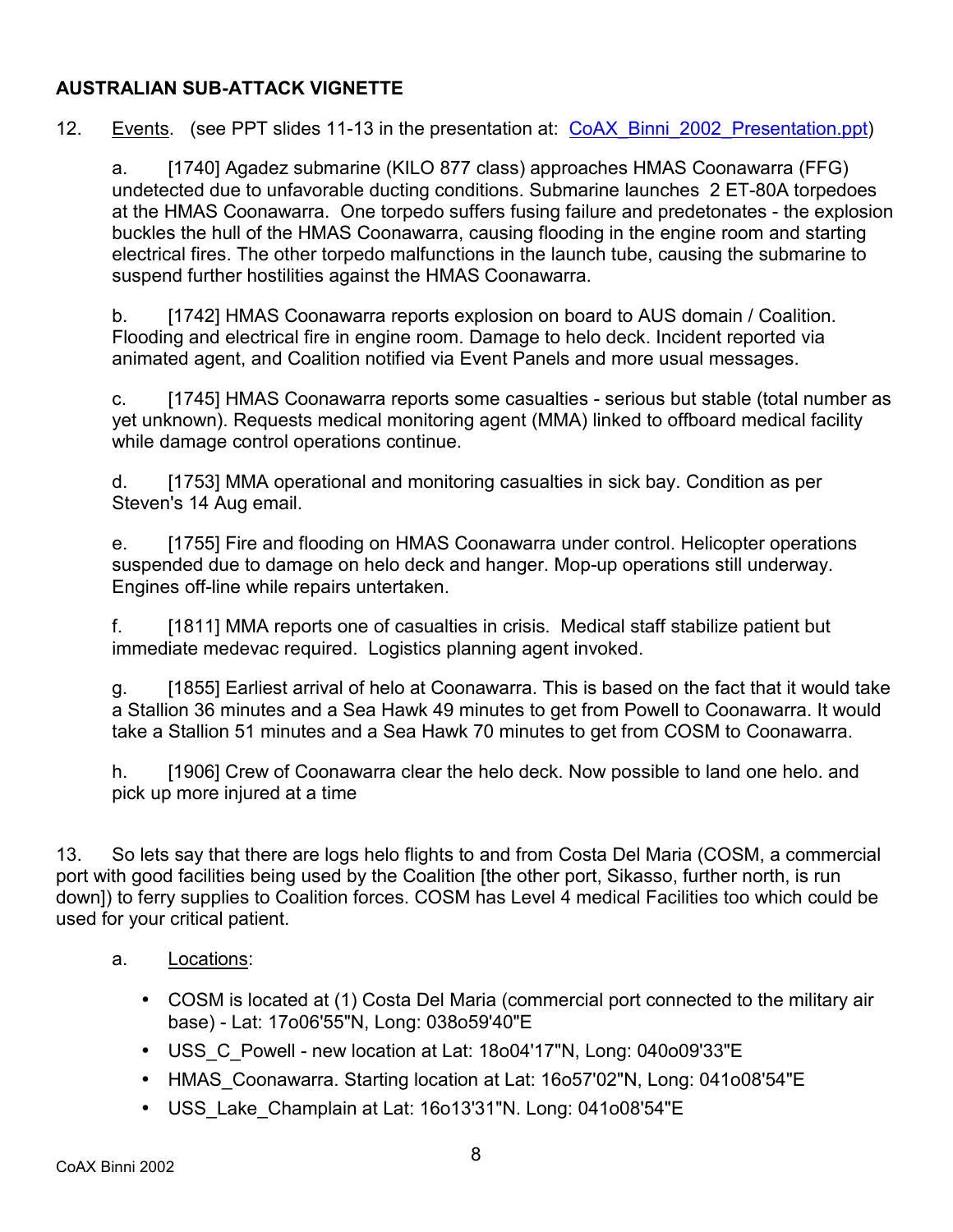**AUSTRALIAN SUB-ATTACK VIGNETTE**

12. Events. (see PPT slides 11-13 in the presentation at: CoAX_Binni_2002_Presentation.ppt)

a. [1740] Agadez submarine (KILO 877 class) approaches HMAS Coonawarra (FFG) undetected due to unfavorable ducting conditions. Submarine launches 2 ET-80A torpedoes at the HMAS Coonawarra. One torpedo suffers fusing failure and predetonates - the explosion buckles the hull of the HMAS Coonawarra, causing flooding in the engine room and starting electrical fires. The other torpedo malfunctions in the launch tube, causing the submarine to suspend further hostilities against the HMAS Coonawarra.

b. [1742] HMAS Coonawarra reports explosion on board to AUS domain / Coalition. Flooding and electrical fire in engine room. Damage to helo deck. Incident reported via animated agent, and Coalition notified via Event Panels and more usual messages.

c. [1745] HMAS Coonawarra reports some casualties - serious but stable (total number as yet unknown). Requests medical monitoring agent (MMA) linked to offboard medical facility while damage control operations continue.

d. [1753] MMA operational and monitoring casualties in sick bay. Condition as per Steven's 14 Aug email.

e. [1755] Fire and flooding on HMAS Coonawarra under control. Helicopter operations suspended due to damage on helo deck and hanger. Mop-up operations still underway. Engines off-line while repairs untertaken.

f. [1811] MMA reports one of casualties in crisis. Medical staff stabilize patient but immediate medevac required. Logistics planning agent invoked.

g. [1855] Earliest arrival of helo at Coonawarra. This is based on the fact that it would take a Stallion 36 minutes and a Sea Hawk 49 minutes to get from Powell to Coonawarra. It would take a Stallion 51 minutes and a Sea Hawk 70 minutes to get from COSM to Coonawarra.

h. [1906] Crew of Coonawarra clear the helo deck. Now possible to land one helo. and pick up more injured at a time

13. So lets say that there are logs helo flights to and from Costa Del Maria (COSM, a commercial port with good facilities being used by the Coalition [the other port, Sikasso, further north, is run down]) to ferry supplies to Coalition forces. COSM has Level 4 medical Facilities too which could be used for your critical patient.

a. Locations:

- COSM is located at (1) Costa Del Maria (commercial port connected to the military air base) - Lat: 17o06'55"N, Long: 038o59'40"E
- USS_C_Powell - new location at Lat: 18o04'17"N, Long: 040o09'33"E
- HMAS_Coonawarra. Starting location at Lat: 16o57'02"N, Long: 041o08'54"E
- USS_Lake_Champlain at Lat: 16o13'31"N. Long: 041o08'54"E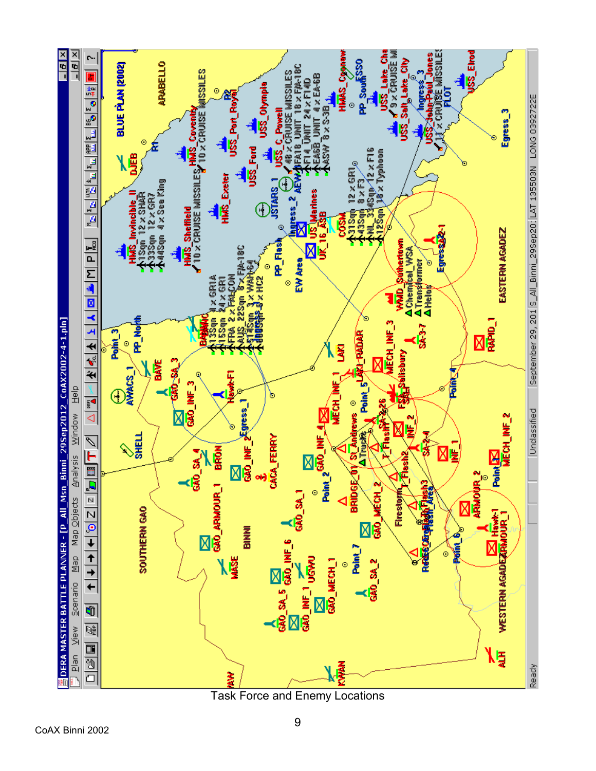Task Force and Enemy Locations

CoAX Binni 2002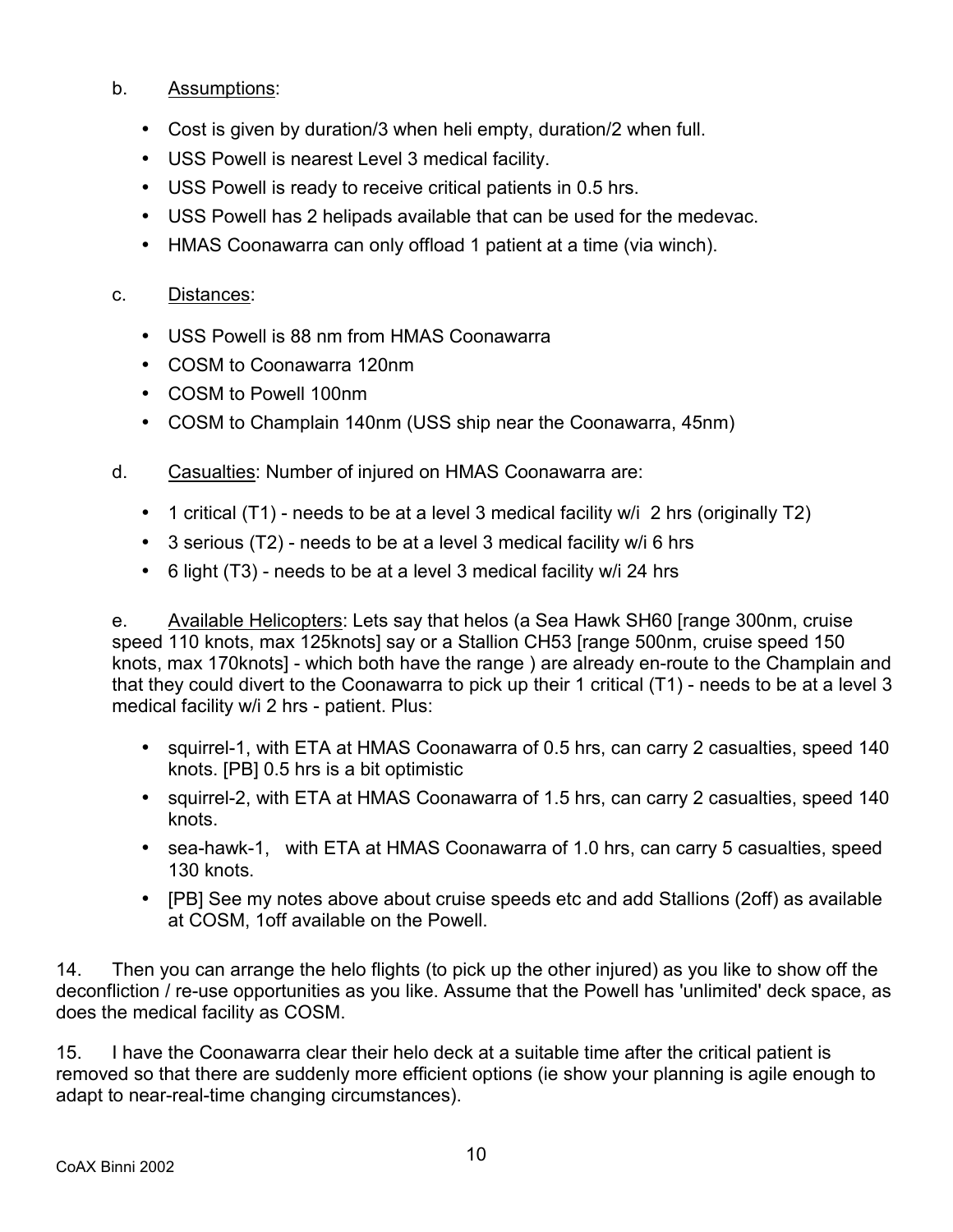b. Assumptions:

- Cost is given by duration/3 when heli empty, duration/2 when full.
- USS Powell is nearest Level 3 medical facility.
- USS Powell is ready to receive critical patients in 0.5 hrs.
- USS Powell has 2 helipads available that can be used for the medevac.
- HMAS Coonawarra can only offload 1 patient at a time (via winch).

c. Distances:

- USS Powell is 88 nm from HMAS Coonawarra
- COSM to Coonawarra 120nm
- COSM to Powell 100nm
- COSM to Champlain 140nm (USS ship near the Coonawarra, 45nm)

d. Casualties: Number of injured on HMAS Coonawarra are:

- 1 critical (T1) - needs to be at a level 3 medical facility w/i 2 hrs (originally T2)
- 3 serious (T2) - needs to be at a level 3 medical facility w/i 6 hrs
- 6 light (T3) - needs to be at a level 3 medical facility w/i 24 hrs

e. Available Helicopters: Lets say that helos (a Sea Hawk SH60 [range 300nm, cruise speed 110 knots, max 125knots] say or a Stallion CH53 [range 500nm, cruise speed 150 knots, max 170knots] - which both have the range ) are already en-route to the Champlain and that they could divert to the Coonawarra to pick up their 1 critical (T1) - needs to be at a level 3 medical facility w/i 2 hrs - patient. Plus:

- squirrel-1, with ETA at HMAS Coonawarra of 0.5 hrs, can carry 2 casualties, speed 140 knots. [PB] 0.5 hrs is a bit optimistic
- squirrel-2, with ETA at HMAS Coonawarra of 1.5 hrs, can carry 2 casualties, speed 140 knots.
- sea-hawk-1, with ETA at HMAS Coonawarra of 1.0 hrs, can carry 5 casualties, speed 130 knots.
- [PB] See my notes above about cruise speeds etc and add Stallions (2off) as available at COSM, 1off available on the Powell.

14. Then you can arrange the helo flights (to pick up the other injured) as you like to show off the deconfliction / re-use opportunities as you like. Assume that the Powell has 'unlimited' deck space, as does the medical facility as COSM.

15. I have the Coonawarra clear their helo deck at a suitable time after the critical patient is removed so that there are suddenly more efficient options (ie show your planning is agile enough to adapt to near-real-time changing circumstances).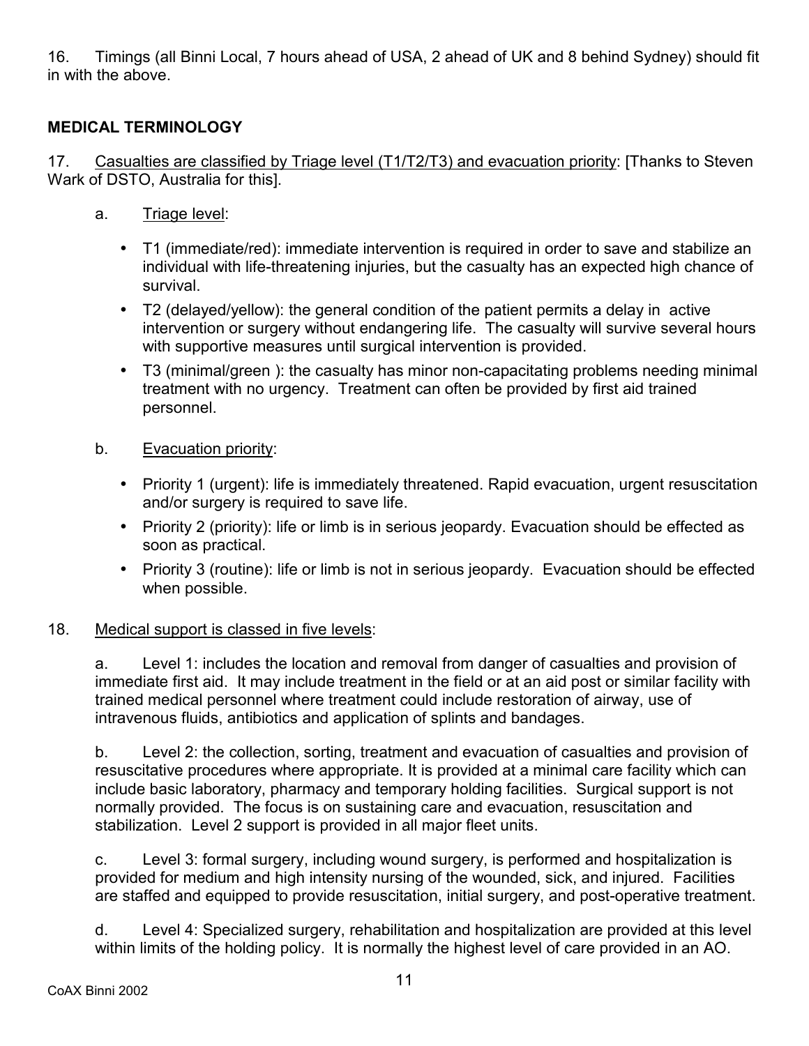16. Timings (all Binni Local, 7 hours ahead of USA, 2 ahead of UK and 8 behind Sydney) should fit in with the above.

## MEDICAL TERMINOLOGY

17. Casualties are classified by Triage level (T1/T2/T3) and evacuation priority: [Thanks to Steven Wark of DSTO, Australia for this].

a. Triage level:

- T1 (immediate/red): immediate intervention is required in order to save and stabilize an individual with life-threatening injuries, but the casualty has an expected high chance of survival.
- T2 (delayed/yellow): the general condition of the patient permits a delay in active intervention or surgery without endangering life. The casualty will survive several hours with supportive measures until surgical intervention is provided.
- T3 (minimal/green ): the casualty has minor non-capacitating problems needing minimal treatment with no urgency. Treatment can often be provided by first aid trained personnel.

b. Evacuation priority:

- Priority 1 (urgent): life is immediately threatened. Rapid evacuation, urgent resuscitation and/or surgery is required to save life.
- Priority 2 (priority): life or limb is in serious jeopardy. Evacuation should be effected as soon as practical.
- Priority 3 (routine): life or limb is not in serious jeopardy. Evacuation should be effected when possible.

18. Medical support is classed in five levels:

a. Level 1: includes the location and removal from danger of casualties and provision of immediate first aid. It may include treatment in the field or at an aid post or similar facility with trained medical personnel where treatment could include restoration of airway, use of intravenous fluids, antibiotics and application of splints and bandages.

b. Level 2: the collection, sorting, treatment and evacuation of casualties and provision of resuscitative procedures where appropriate. It is provided at a minimal care facility which can include basic laboratory, pharmacy and temporary holding facilities. Surgical support is not normally provided. The focus is on sustaining care and evacuation, resuscitation and stabilization. Level 2 support is provided in all major fleet units.

c. Level 3: formal surgery, including wound surgery, is performed and hospitalization is provided for medium and high intensity nursing of the wounded, sick, and injured. Facilities are staffed and equipped to provide resuscitation, initial surgery, and post-operative treatment.

d. Level 4: Specialized surgery, rehabilitation and hospitalization are provided at this level within limits of the holding policy. It is normally the highest level of care provided in an AO.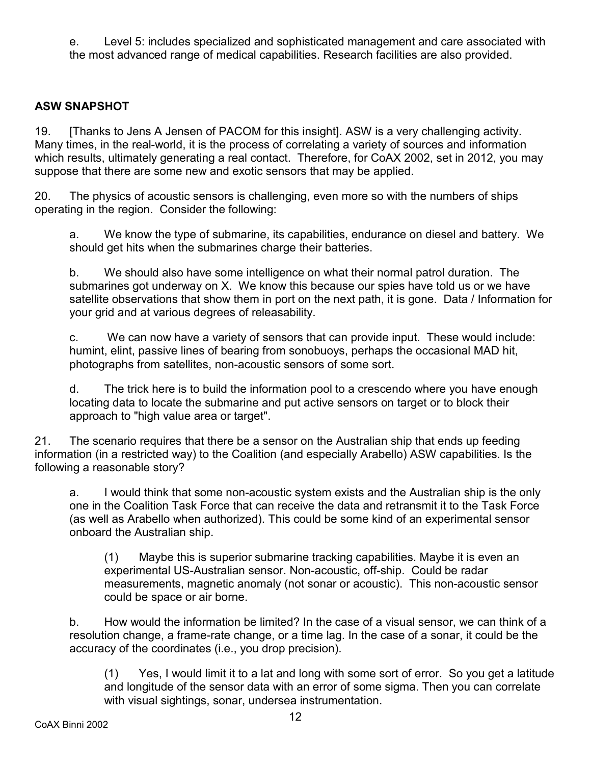e. Level 5: includes specialized and sophisticated management and care associated with the most advanced range of medical capabilities. Research facilities are also provided.

## ASW SNAPSHOT

19. [Thanks to Jens A Jensen of PACOM for this insight]. ASW is a very challenging activity. Many times, in the real-world, it is the process of correlating a variety of sources and information which results, ultimately generating a real contact. Therefore, for CoAX 2002, set in 2012, you may suppose that there are some new and exotic sensors that may be applied.

20. The physics of acoustic sensors is challenging, even more so with the numbers of ships operating in the region. Consider the following:

a. We know the type of submarine, its capabilities, endurance on diesel and battery. We should get hits when the submarines charge their batteries.

b. We should also have some intelligence on what their normal patrol duration. The submarines got underway on X. We know this because our spies have told us or we have satellite observations that show them in port on the next path, it is gone. Data / Information for your grid and at various degrees of releasability.

c. We can now have a variety of sensors that can provide input. These would include: humint, elint, passive lines of bearing from sonobuoys, perhaps the occasional MAD hit, photographs from satellites, non-acoustic sensors of some sort.

d. The trick here is to build the information pool to a crescendo where you have enough locating data to locate the submarine and put active sensors on target or to block their approach to "high value area or target".

21. The scenario requires that there be a sensor on the Australian ship that ends up feeding information (in a restricted way) to the Coalition (and especially Arabello) ASW capabilities. Is the following a reasonable story?

a. I would think that some non-acoustic system exists and the Australian ship is the only one in the Coalition Task Force that can receive the data and retransmit it to the Task Force (as well as Arabello when authorized). This could be some kind of an experimental sensor onboard the Australian ship.

(1) Maybe this is superior submarine tracking capabilities. Maybe it is even an experimental US-Australian sensor. Non-acoustic, off-ship. Could be radar measurements, magnetic anomaly (not sonar or acoustic). This non-acoustic sensor could be space or air borne.

b. How would the information be limited? In the case of a visual sensor, we can think of a resolution change, a frame-rate change, or a time lag. In the case of a sonar, it could be the accuracy of the coordinates (i.e., you drop precision).

(1) Yes, I would limit it to a lat and long with some sort of error. So you get a latitude and longitude of the sensor data with an error of some sigma. Then you can correlate with visual sightings, sonar, undersea instrumentation.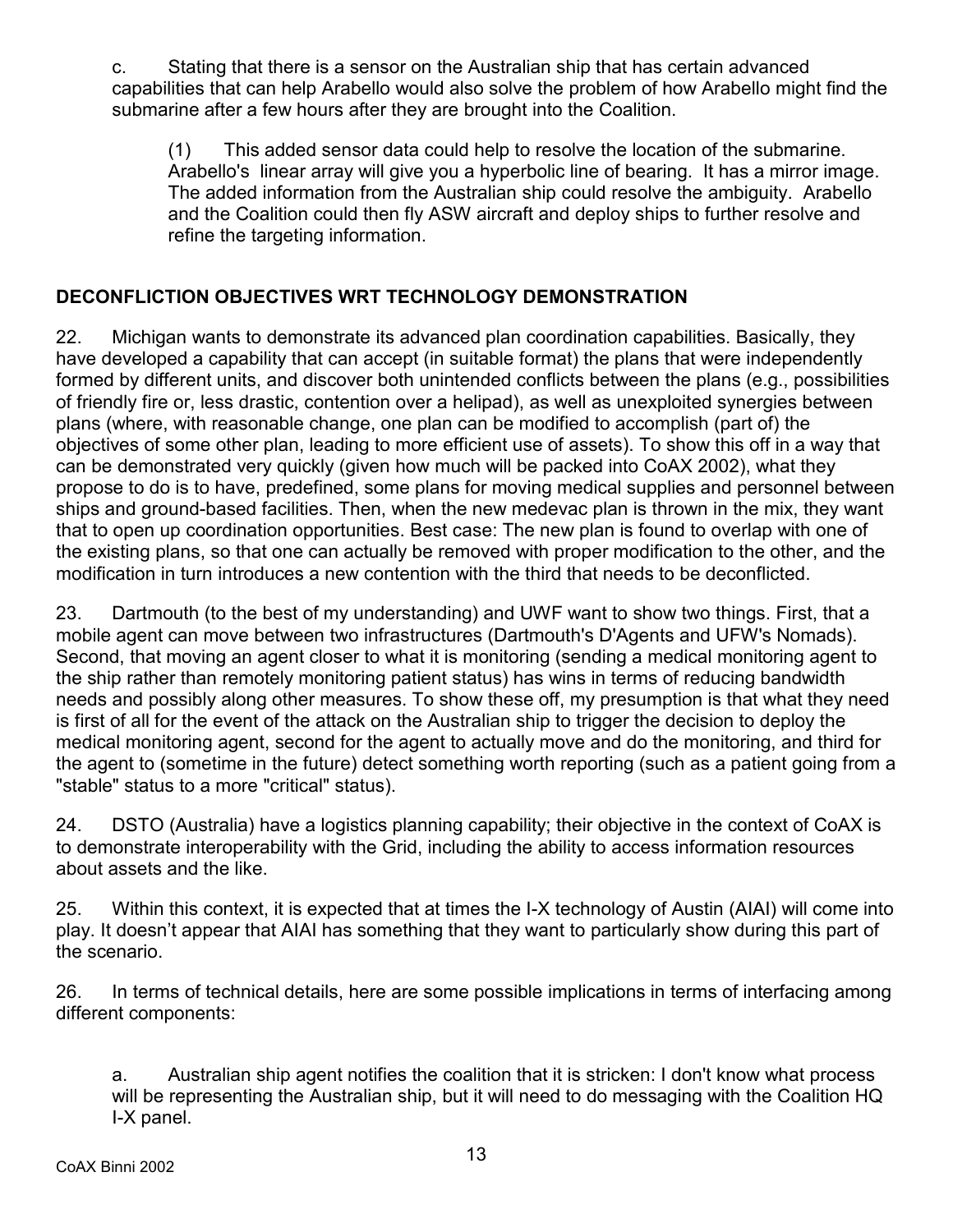c. Stating that there is a sensor on the Australian ship that has certain advanced capabilities that can help Arabello would also solve the problem of how Arabello might find the submarine after a few hours after they are brought into the Coalition.

(1) This added sensor data could help to resolve the location of the submarine. Arabello's linear array will give you a hyperbolic line of bearing. It has a mirror image. The added information from the Australian ship could resolve the ambiguity. Arabello and the Coalition could then fly ASW aircraft and deploy ships to further resolve and refine the targeting information.

## DECONFLICTION OBJECTIVES WRT TECHNOLOGY DEMONSTRATION

22. Michigan wants to demonstrate its advanced plan coordination capabilities. Basically, they have developed a capability that can accept (in suitable format) the plans that were independently formed by different units, and discover both unintended conflicts between the plans (e.g., possibilities of friendly fire or, less drastic, contention over a helipad), as well as unexploited synergies between plans (where, with reasonable change, one plan can be modified to accomplish (part of) the objectives of some other plan, leading to more efficient use of assets). To show this off in a way that can be demonstrated very quickly (given how much will be packed into CoAX 2002), what they propose to do is to have, predefined, some plans for moving medical supplies and personnel between ships and ground-based facilities. Then, when the new medevac plan is thrown in the mix, they want that to open up coordination opportunities. Best case: The new plan is found to overlap with one of the existing plans, so that one can actually be removed with proper modification to the other, and the modification in turn introduces a new contention with the third that needs to be deconflicted.

23. Dartmouth (to the best of my understanding) and UWF want to show two things. First, that a mobile agent can move between two infrastructures (Dartmouth's D'Agents and UFW's Nomads). Second, that moving an agent closer to what it is monitoring (sending a medical monitoring agent to the ship rather than remotely monitoring patient status) has wins in terms of reducing bandwidth needs and possibly along other measures. To show these off, my presumption is that what they need is first of all for the event of the attack on the Australian ship to trigger the decision to deploy the medical monitoring agent, second for the agent to actually move and do the monitoring, and third for the agent to (sometime in the future) detect something worth reporting (such as a patient going from a "stable" status to a more "critical" status).

24. DSTO (Australia) have a logistics planning capability; their objective in the context of CoAX is to demonstrate interoperability with the Grid, including the ability to access information resources about assets and the like.

25. Within this context, it is expected that at times the I-X technology of Austin (AIAI) will come into play. It doesn't appear that AIAI has something that they want to particularly show during this part of the scenario.

26. In terms of technical details, here are some possible implications in terms of interfacing among different components:

a. Australian ship agent notifies the coalition that it is stricken: I don't know what process will be representing the Australian ship, but it will need to do messaging with the Coalition HQ I-X panel.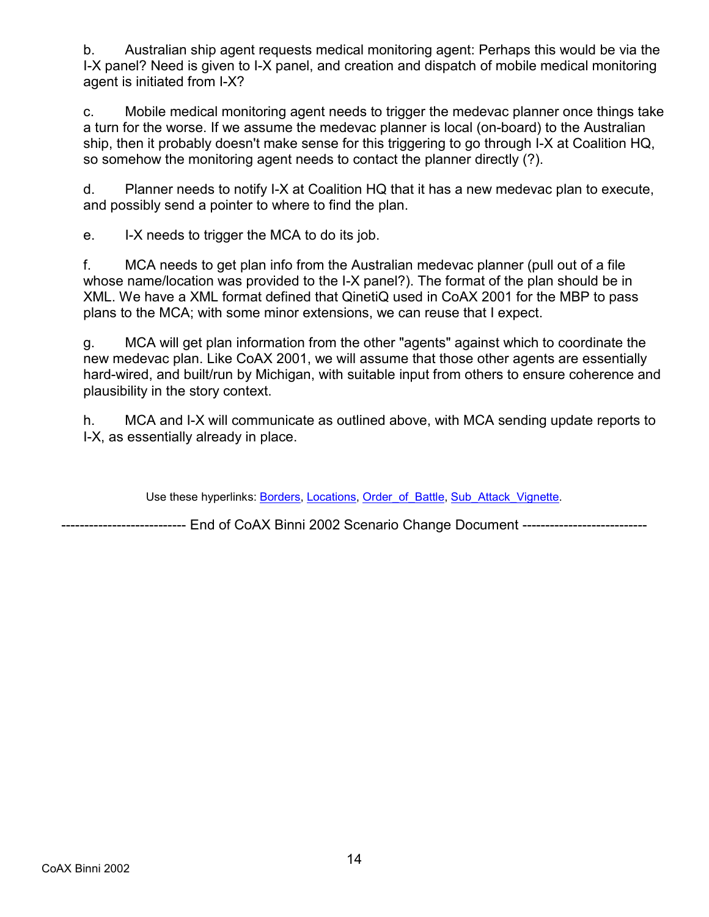b. Australian ship agent requests medical monitoring agent: Perhaps this would be via the I-X panel? Need is given to I-X panel, and creation and dispatch of mobile medical monitoring agent is initiated from I-X?

c. Mobile medical monitoring agent needs to trigger the medevac planner once things take a turn for the worse. If we assume the medevac planner is local (on-board) to the Australian ship, then it probably doesn't make sense for this triggering to go through I-X at Coalition HQ, so somehow the monitoring agent needs to contact the planner directly (?).

d. Planner needs to notify I-X at Coalition HQ that it has a new medevac plan to execute, and possibly send a pointer to where to find the plan.

e. I-X needs to trigger the MCA to do its job.

f. MCA needs to get plan info from the Australian medevac planner (pull out of a file whose name/location was provided to the I-X panel?). The format of the plan should be in XML. We have a XML format defined that QinetiQ used in CoAX 2001 for the MBP to pass plans to the MCA; with some minor extensions, we can reuse that I expect.

g. MCA will get plan information from the other "agents" against which to coordinate the new medevac plan. Like CoAX 2001, we will assume that those other agents are essentially hard-wired, and built/run by Michigan, with suitable input from others to ensure coherence and plausibility in the story context.

h. MCA and I-X will communicate as outlined above, with MCA sending update reports to I-X, as essentially already in place.

Use these hyperlinks: Borders, Locations, Order_of_Battle, Sub_Attack_Vignette.

--------------------------- End of CoAX Binni 2002 Scenario Change Document ---------------------------